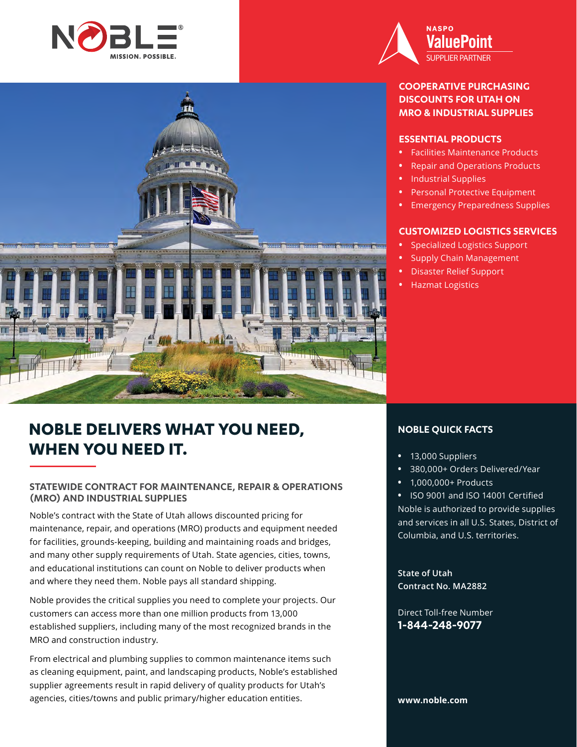NOBLE® MISSION. POSSIBLE.

NASPO ValuePoint SUPPLIER PARTNER

## COOPERATIVE PURCHASING DISCOUNTS FOR UTAH ON MRO & INDUSTRIAL SUPPLIES

### ESSENTIAL PRODUCTS

- Facilities Maintenance Products
- Repair and Operations Products
- Industrial Supplies
- Personal Protective Equipment
- Emergency Preparedness Supplies

### CUSTOMIZED LOGISTICS SERVICES

- Specialized Logistics Support
- Supply Chain Management
- Disaster Relief Support
- Hazmat Logistics

# NOBLE DELIVERS WHAT YOU NEED, WHEN YOU NEED IT.

### STATEWIDE CONTRACT FOR MAINTENANCE, REPAIR & OPERATIONS (MRO) AND INDUSTRIAL SUPPLIES

Noble's contract with the State of Utah allows discounted pricing for maintenance, repair, and operations (MRO) products and equipment needed for facilities, grounds-keeping, building and maintaining roads and bridges, and many other supply requirements of Utah. State agencies, cities, towns, and educational institutions can count on Noble to deliver products when and where they need them. Noble pays all standard shipping.

Noble provides the critical supplies you need to complete your projects. Our customers can access more than one million products from 13,000 established suppliers, including many of the most recognized brands in the MRO and construction industry.

From electrical and plumbing supplies to common maintenance items such as cleaning equipment, paint, and landscaping products, Noble's established supplier agreements result in rapid delivery of quality products for Utah's agencies, cities/towns and public primary/higher education entities.

### NOBLE QUICK FACTS

- 13,000 Suppliers
- 380,000+ Orders Delivered/Year
- 1,000,000+ Products
- ISO 9001 and ISO 14001 Certified

Noble is authorized to provide supplies and services in all U.S. States, District of Columbia, and U.S. territories.

**State of Utah**
**Contract No. MA2882**

Direct Toll-free Number
**1-844-248-9077**

**www.noble.com**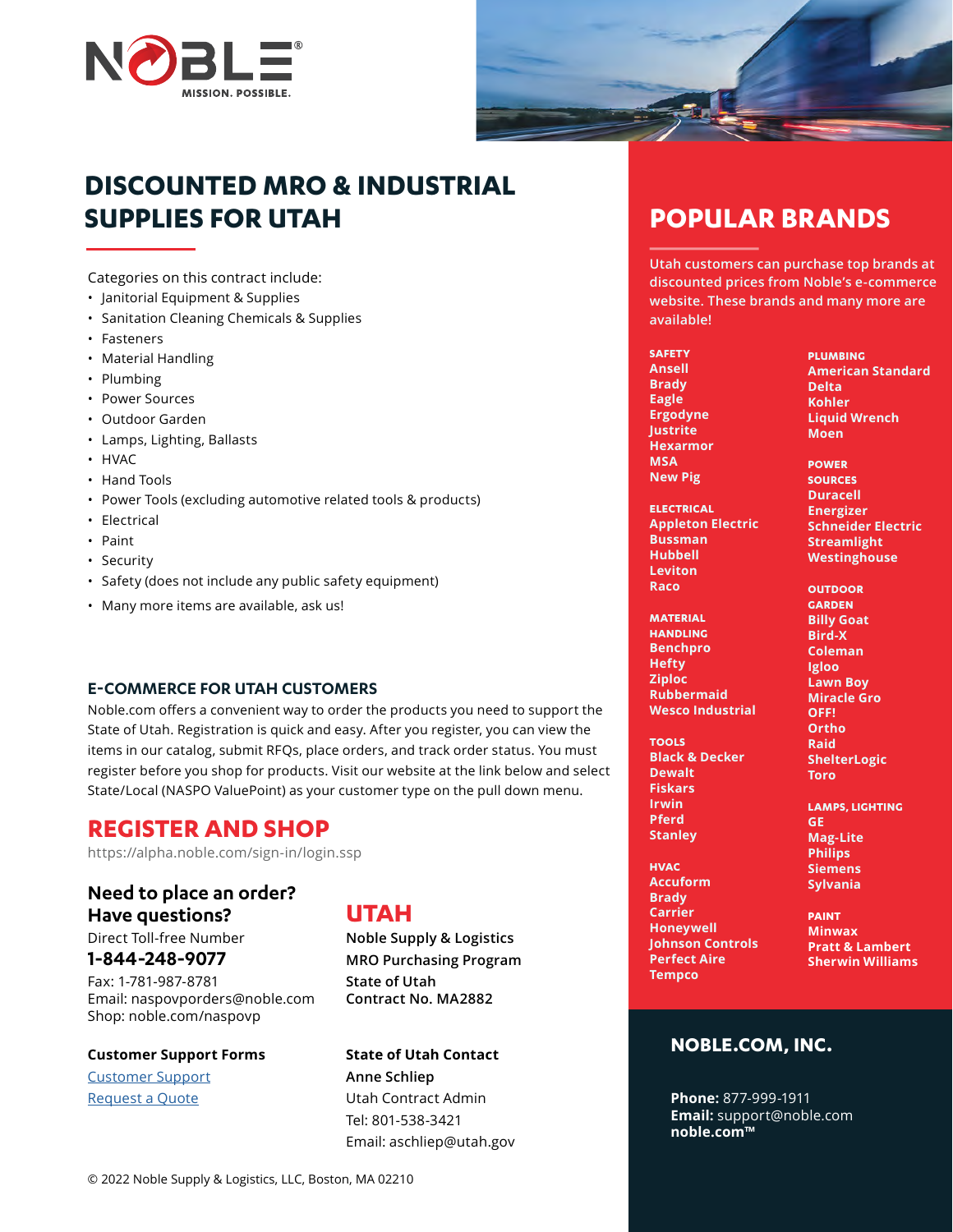NOBLE® MISSION. POSSIBLE.

# DISCOUNTED MRO & INDUSTRIAL SUPPLIES FOR UTAH

Categories on this contract include:

- Janitorial Equipment & Supplies
- Sanitation Cleaning Chemicals & Supplies
- Fasteners
- Material Handling
- Plumbing
- Power Sources
- Outdoor Garden
- Lamps, Lighting, Ballasts
- HVAC
- Hand Tools
- Power Tools (excluding automotive related tools & products)
- Electrical
- Paint
- Security
- Safety (does not include any public safety equipment)
- Many more items are available, ask us!

### E-COMMERCE FOR UTAH CUSTOMERS

Noble.com offers a convenient way to order the products you need to support the State of Utah. Registration is quick and easy. After you register, you can view the items in our catalog, submit RFQs, place orders, and track order status. You must register before you shop for products. Visit our website at the link below and select State/Local (NASPO ValuePoint) as your customer type on the pull down menu.

## REGISTER AND SHOP

https://alpha.noble.com/sign-in/login.ssp

### Need to place an order? Have questions?

Direct Toll-free Number

**1-844-248-9077**

Fax: 1-781-987-8781
Email: naspovporders@noble.com
Shop: noble.com/naspovp

**Customer Support Forms**

Customer Support
Request a Quote

## UTAH

**Noble Supply & Logistics**
**MRO Purchasing Program**
**State of Utah**
**Contract No. MA2882**

**State of Utah Contact**
**Anne Schliep**
Utah Contract Admin
Tel: 801-538-3421
Email: aschliep@utah.gov

© 2022 Noble Supply & Logistics, LLC, Boston, MA 02210

## POPULAR BRANDS

Utah customers can purchase top brands at discounted prices from Noble's e-commerce website. These brands and many more are available!

**SAFETY**
Ansell
Brady
Eagle
Ergodyne
Justrite
Hexarmor
MSA
New Pig

**ELECTRICAL**
Appleton Electric
Bussman
Hubbell
Leviton
Raco

**MATERIAL HANDLING**
Benchpro
Hefty
Ziploc
Rubbermaid
Wesco Industrial

**TOOLS**
Black & Decker
Dewalt
Fiskars
Irwin
Pferd
Stanley

**HVAC**
Accuform
Brady
Carrier
Honeywell
Johnson Controls
Perfect Aire
Tempco

**PLUMBING**
American Standard
Delta
Kohler
Liquid Wrench
Moen

**POWER SOURCES**
Duracell
Energizer
Schneider Electric
Streamlight
Westinghouse

**OUTDOOR GARDEN**
Billy Goat
Bird-X
Coleman
Igloo
Lawn Boy
Miracle Gro
OFF!
Ortho
Raid
ShelterLogic
Toro

**LAMPS, LIGHTING**
GE
Mag-Lite
Philips
Siemens
Sylvania

**PAINT**
Minwax
Pratt & Lambert
Sherwin Williams

### NOBLE.COM, INC.

**Phone:** 877-999-1911
**Email:** support@noble.com
**noble.com™**